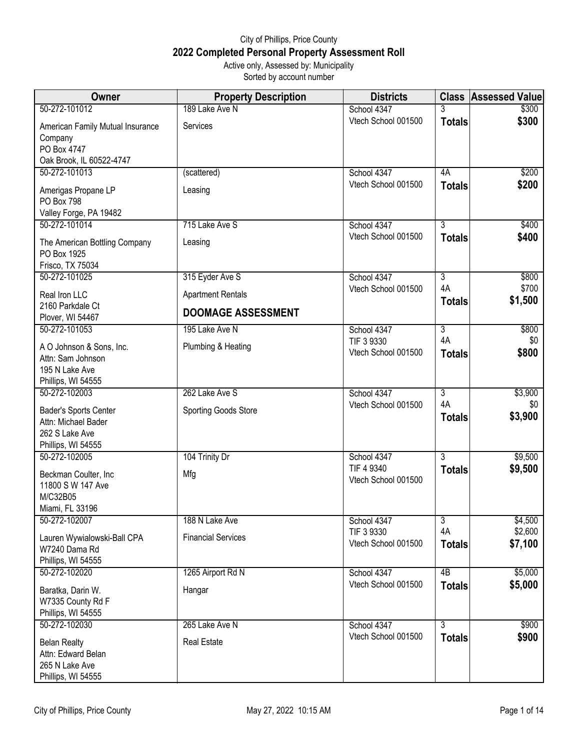City of Phillips, Price County

# 2022 Completed Personal Property Assessment Roll

Active only, Assessed by: Municipality

Sorted by account number

| Owner | Property Description | Districts | Class | Assessed Value |
|---|---|---|---|---|
| 50-272-101012<br>American Family Mutual Insurance Company<br>PO Box 4747<br>Oak Brook, IL 60522-4747 | 189 Lake Ave N<br>Services | School 4347<br>Vtech School 001500 | 3<br>**Totals** | $300<br>**$300** |
| 50-272-101013<br>Amerigas Propane LP<br>PO Box 798<br>Valley Forge, PA 19482 | (scattered)<br>Leasing | School 4347<br>Vtech School 001500 | 4A<br>**Totals** | $200<br>**$200** |
| 50-272-101014<br>The American Bottling Company<br>PO Box 1925<br>Frisco, TX 75034 | 715 Lake Ave S<br>Leasing | School 4347<br>Vtech School 001500 | 3<br>**Totals** | $400<br>**$400** |
| 50-272-101025<br>Real Iron LLC<br>2160 Parkdale Ct<br>Plover, WI 54467 | 315 Eyder Ave S<br>Apartment Rentals<br>**DOOMAGE ASSESSMENT** | School 4347<br>Vtech School 001500 | 3<br>4A<br>**Totals** | $800<br>$700<br>**$1,500** |
| 50-272-101053<br>A O Johnson & Sons, Inc.<br>Attn: Sam Johnson<br>195 N Lake Ave<br>Phillips, WI 54555 | 195 Lake Ave N<br>Plumbing & Heating | School 4347<br>TIF 3 9330<br>Vtech School 001500 | 3<br>4A<br>**Totals** | $800<br>$0<br>**$800** |
| 50-272-102003<br>Bader's Sports Center<br>Attn: Michael Bader<br>262 S Lake Ave<br>Phillips, WI 54555 | 262 Lake Ave S<br>Sporting Goods Store | School 4347<br>Vtech School 001500 | 3<br>4A<br>**Totals** | $3,900<br>$0<br>**$3,900** |
| 50-272-102005<br>Beckman Coulter, Inc<br>11800 S W 147 Ave<br>M/C32B05<br>Miami, FL 33196 | 104 Trinity Dr<br>Mfg | School 4347<br>TIF 4 9340<br>Vtech School 001500 | 3<br>**Totals** | $9,500<br>**$9,500** |
| 50-272-102007<br>Lauren Wywialowski-Ball CPA<br>W7240 Dama Rd<br>Phillips, WI 54555 | 188 N Lake Ave<br>Financial Services | School 4347<br>TIF 3 9330<br>Vtech School 001500 | 3<br>4A<br>**Totals** | $4,500<br>$2,600<br>**$7,100** |
| 50-272-102020<br>Baratka, Darin W.<br>W7335 County Rd F<br>Phillips, WI 54555 | 1265 Airport Rd N<br>Hangar | School 4347<br>Vtech School 001500 | 4B<br>**Totals** | $5,000<br>**$5,000** |
| 50-272-102030<br>Belan Realty<br>Attn: Edward Belan<br>265 N Lake Ave<br>Phillips, WI 54555 | 265 Lake Ave N<br>Real Estate | School 4347<br>Vtech School 001500 | 3<br>**Totals** | $900<br>**$900** |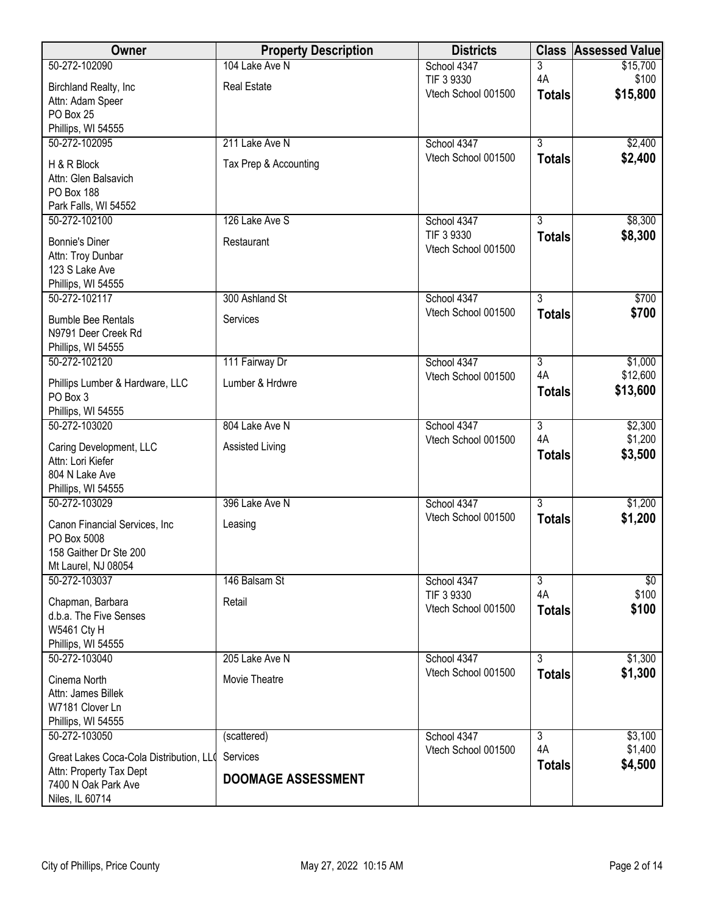| Owner | Property Description | Districts | Class | Assessed Value |
|---|---|---|---|---|
| 50-272-102090<br>Birchland Realty, Inc<br>Attn: Adam Speer<br>PO Box 25<br>Phillips, WI 54555 | 104 Lake Ave N<br>Real Estate | School 4347<br>TIF 3 9330<br>Vtech School 001500 | 3<br>4A<br>**Totals** | $15,700<br>$100<br>**$15,800** |
| 50-272-102095<br>H & R Block<br>Attn: Glen Balsavich<br>PO Box 188<br>Park Falls, WI 54552 | 211 Lake Ave N<br>Tax Prep & Accounting | School 4347<br>Vtech School 001500 | 3<br>**Totals** | $2,400<br>**$2,400** |
| 50-272-102100<br>Bonnie's Diner<br>Attn: Troy Dunbar<br>123 S Lake Ave<br>Phillips, WI 54555 | 126 Lake Ave S<br>Restaurant | School 4347<br>TIF 3 9330<br>Vtech School 001500 | 3<br>**Totals** | $8,300<br>**$8,300** |
| 50-272-102117<br>Bumble Bee Rentals<br>N9791 Deer Creek Rd<br>Phillips, WI 54555 | 300 Ashland St<br>Services | School 4347<br>Vtech School 001500 | 3<br>**Totals** | $700<br>**$700** |
| 50-272-102120<br>Phillips Lumber & Hardware, LLC<br>PO Box 3<br>Phillips, WI 54555 | 111 Fairway Dr<br>Lumber & Hrdwre | School 4347<br>Vtech School 001500 | 3<br>4A<br>**Totals** | $1,000<br>$12,600<br>**$13,600** |
| 50-272-103020<br>Caring Development, LLC<br>Attn: Lori Kiefer<br>804 N Lake Ave<br>Phillips, WI 54555 | 804 Lake Ave N<br>Assisted Living | School 4347<br>Vtech School 001500 | 3<br>4A<br>**Totals** | $2,300<br>$1,200<br>**$3,500** |
| 50-272-103029<br>Canon Financial Services, Inc<br>PO Box 5008<br>158 Gaither Dr Ste 200<br>Mt Laurel, NJ 08054 | 396 Lake Ave N<br>Leasing | School 4347<br>Vtech School 001500 | 3<br>**Totals** | $1,200<br>**$1,200** |
| 50-272-103037<br>Chapman, Barbara<br>d.b.a. The Five Senses<br>W5461 Cty H<br>Phillips, WI 54555 | 146 Balsam St<br>Retail | School 4347<br>TIF 3 9330<br>Vtech School 001500 | 3<br>4A<br>**Totals** | $0<br>$100<br>**$100** |
| 50-272-103040<br>Cinema North<br>Attn: James Billek<br>W7181 Clover Ln<br>Phillips, WI 54555 | 205 Lake Ave N<br>Movie Theatre | School 4347<br>Vtech School 001500 | 3<br>**Totals** | $1,300<br>**$1,300** |
| 50-272-103050<br>Great Lakes Coca-Cola Distribution, LLC<br>Attn: Property Tax Dept<br>7400 N Oak Park Ave<br>Niles, IL 60714 | (scattered)<br>Services<br>**DOOMAGE ASSESSMENT** | School 4347<br>Vtech School 001500 | 3<br>4A<br>**Totals** | $3,100<br>$1,400<br>**$4,500** |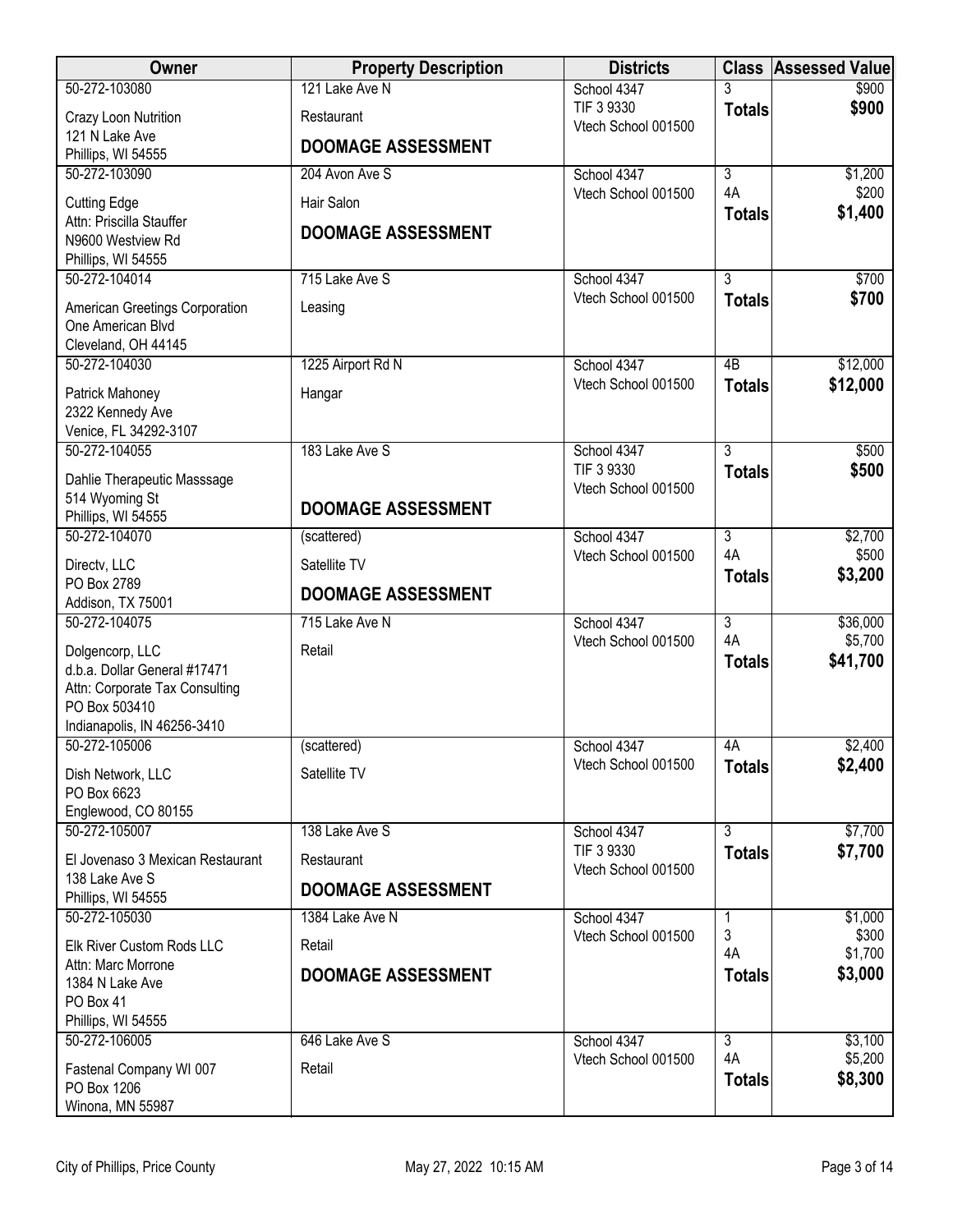| Owner | Property Description | Districts | Class | Assessed Value |
|---|---|---|---|---|
| 50-272-103080<br>Crazy Loon Nutrition<br>121 N Lake Ave<br>Phillips, WI 54555 | 121 Lake Ave N<br>Restaurant<br>**DOOMAGE ASSESSMENT** | School 4347<br>TIF 3 9330<br>Vtech School 001500 | 3<br>**Totals** | $900<br>**$900** |
| 50-272-103090<br>Cutting Edge<br>Attn: Priscilla Stauffer<br>N9600 Westview Rd<br>Phillips, WI 54555 | 204 Avon Ave S<br>Hair Salon<br>**DOOMAGE ASSESSMENT** | School 4347<br>Vtech School 001500 | 3<br>4A<br>**Totals** | $1,200<br>$200<br>**$1,400** |
| 50-272-104014<br>American Greetings Corporation<br>One American Blvd<br>Cleveland, OH 44145 | 715 Lake Ave S<br>Leasing | School 4347<br>Vtech School 001500 | 3<br>**Totals** | $700<br>**$700** |
| 50-272-104030<br>Patrick Mahoney<br>2322 Kennedy Ave<br>Venice, FL 34292-3107 | 1225 Airport Rd N<br>Hangar | School 4347<br>Vtech School 001500 | 4B<br>**Totals** | $12,000<br>**$12,000** |
| 50-272-104055<br>Dahlie Therapeutic Masssage<br>514 Wyoming St<br>Phillips, WI 54555 | 183 Lake Ave S<br>**DOOMAGE ASSESSMENT** | School 4347<br>TIF 3 9330<br>Vtech School 001500 | 3<br>**Totals** | $500<br>**$500** |
| 50-272-104070<br>Directv, LLC<br>PO Box 2789<br>Addison, TX 75001 | (scattered)<br>Satellite TV<br>**DOOMAGE ASSESSMENT** | School 4347<br>Vtech School 001500 | 3<br>4A<br>**Totals** | $2,700<br>$500<br>**$3,200** |
| 50-272-104075<br>Dolgencorp, LLC<br>d.b.a. Dollar General #17471<br>Attn: Corporate Tax Consulting<br>PO Box 503410<br>Indianapolis, IN 46256-3410 | 715 Lake Ave N<br>Retail | School 4347<br>Vtech School 001500 | 3<br>4A<br>**Totals** | $36,000<br>$5,700<br>**$41,700** |
| 50-272-105006<br>Dish Network, LLC<br>PO Box 6623<br>Englewood, CO 80155 | (scattered)<br>Satellite TV | School 4347<br>Vtech School 001500 | 4A<br>**Totals** | $2,400<br>**$2,400** |
| 50-272-105007<br>El Jovenaso 3 Mexican Restaurant<br>138 Lake Ave S<br>Phillips, WI 54555 | 138 Lake Ave S<br>Restaurant<br>**DOOMAGE ASSESSMENT** | School 4347<br>TIF 3 9330<br>Vtech School 001500 | 3<br>**Totals** | $7,700<br>**$7,700** |
| 50-272-105030<br>Elk River Custom Rods LLC<br>Attn: Marc Morrone<br>1384 N Lake Ave<br>PO Box 41<br>Phillips, WI 54555 | 1384 Lake Ave N<br>Retail<br>**DOOMAGE ASSESSMENT** | School 4347<br>Vtech School 001500 | 1<br>3<br>4A<br>**Totals** | $1,000<br>$300<br>$1,700<br>**$3,000** |
| 50-272-106005<br>Fastenal Company WI 007<br>PO Box 1206<br>Winona, MN 55987 | 646 Lake Ave S<br>Retail | School 4347<br>Vtech School 001500 | 3<br>4A<br>**Totals** | $3,100<br>$5,200<br>**$8,300** |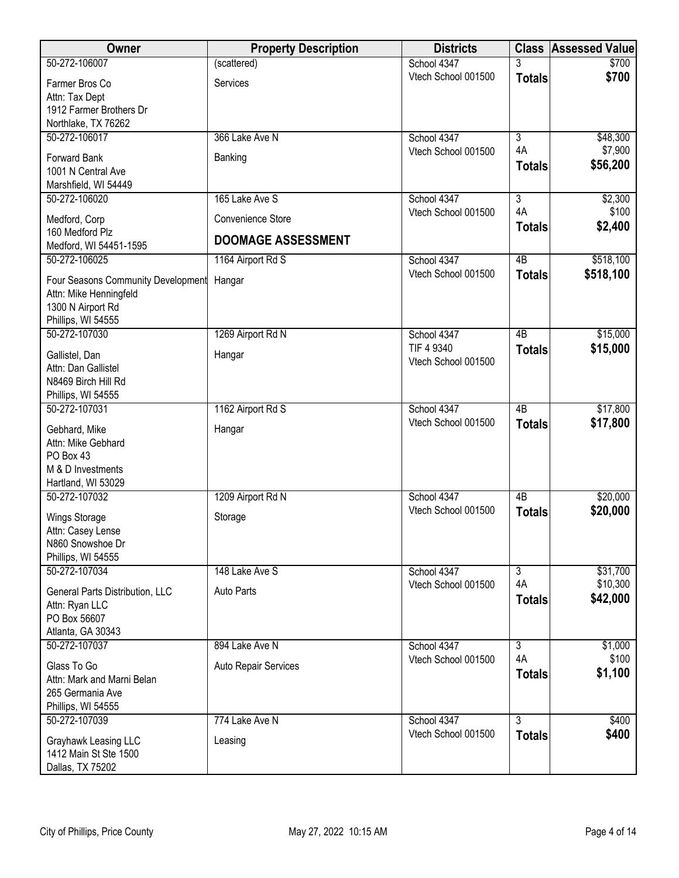| Owner | Property Description | Districts | Class | Assessed Value |
|---|---|---|---|---|
| 50-272-106007<br>Farmer Bros Co<br>Attn: Tax Dept<br>1912 Farmer Brothers Dr<br>Northlake, TX 76262 | (scattered)<br>Services | School 4347<br>Vtech School 001500 | 3<br>**Totals** | $700<br>**$700** |
| 50-272-106017<br>Forward Bank<br>1001 N Central Ave<br>Marshfield, WI 54449 | 366 Lake Ave N<br>Banking | School 4347<br>Vtech School 001500 | 3<br>4A<br>**Totals** | $48,300<br>$7,900<br>**$56,200** |
| 50-272-106020<br>Medford, Corp<br>160 Medford Plz<br>Medford, WI 54451-1595 | 165 Lake Ave S<br>Convenience Store<br>**DOOMAGE ASSESSMENT** | School 4347<br>Vtech School 001500 | 3<br>4A<br>**Totals** | $2,300<br>$100<br>**$2,400** |
| 50-272-106025<br>Four Seasons Community Development<br>Attn: Mike Henningfeld<br>1300 N Airport Rd<br>Phillips, WI 54555 | 1164 Airport Rd S<br>Hangar | School 4347<br>Vtech School 001500 | 4B<br>**Totals** | $518,100<br>**$518,100** |
| 50-272-107030<br>Gallistel, Dan<br>Attn: Dan Gallistel<br>N8469 Birch Hill Rd<br>Phillips, WI 54555 | 1269 Airport Rd N<br>Hangar | School 4347<br>TIF 4 9340<br>Vtech School 001500 | 4B<br>**Totals** | $15,000<br>**$15,000** |
| 50-272-107031<br>Gebhard, Mike<br>Attn: Mike Gebhard<br>PO Box 43<br>M & D Investments<br>Hartland, WI 53029 | 1162 Airport Rd S<br>Hangar | School 4347<br>Vtech School 001500 | 4B<br>**Totals** | $17,800<br>**$17,800** |
| 50-272-107032<br>Wings Storage<br>Attn: Casey Lense<br>N860 Snowshoe Dr<br>Phillips, WI 54555 | 1209 Airport Rd N<br>Storage | School 4347<br>Vtech School 001500 | 4B<br>**Totals** | $20,000<br>**$20,000** |
| 50-272-107034<br>General Parts Distribution, LLC<br>Attn: Ryan LLC<br>PO Box 56607<br>Atlanta, GA 30343 | 148 Lake Ave S<br>Auto Parts | School 4347<br>Vtech School 001500 | 3<br>4A<br>**Totals** | $31,700<br>$10,300<br>**$42,000** |
| 50-272-107037<br>Glass To Go<br>Attn: Mark and Marni Belan<br>265 Germania Ave<br>Phillips, WI 54555 | 894 Lake Ave N<br>Auto Repair Services | School 4347<br>Vtech School 001500 | 3<br>4A<br>**Totals** | $1,000<br>$100<br>**$1,100** |
| 50-272-107039<br>Grayhawk Leasing LLC<br>1412 Main St Ste 1500<br>Dallas, TX 75202 | 774 Lake Ave N<br>Leasing | School 4347<br>Vtech School 001500 | 3<br>**Totals** | $400<br>**$400** |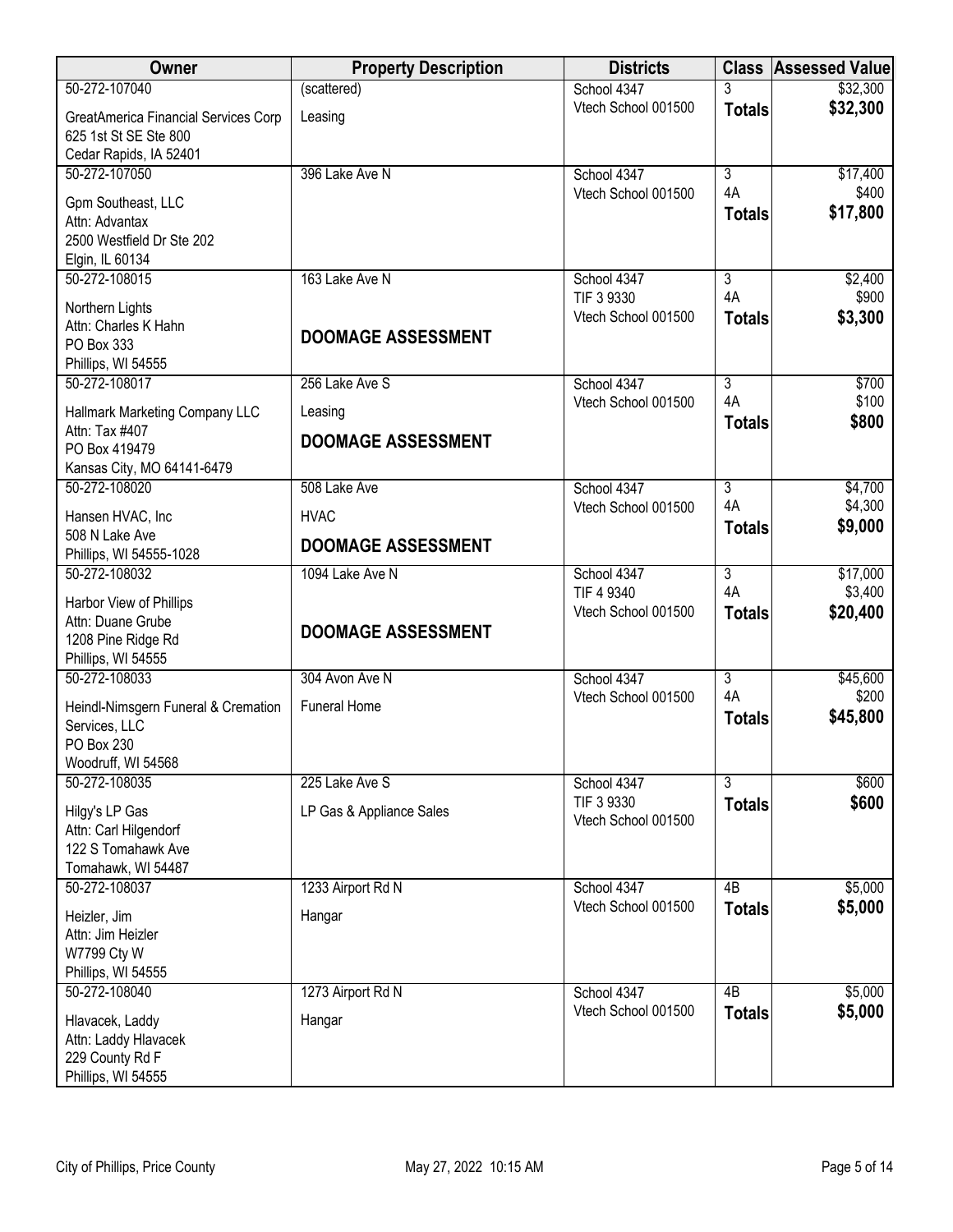| Owner | Property Description | Districts | Class | Assessed Value |
|---|---|---|---|---|
| 50-272-107040<br>GreatAmerica Financial Services Corp<br>625 1st St SE Ste 800<br>Cedar Rapids, IA 52401 | (scattered)<br>Leasing | School 4347<br>Vtech School 001500 | 3<br>**Totals** | $32,300<br>**$32,300** |
| 50-272-107050<br>Gpm Southeast, LLC<br>Attn: Advantax<br>2500 Westfield Dr Ste 202<br>Elgin, IL 60134 | 396 Lake Ave N | School 4347<br>Vtech School 001500 | 3<br>4A<br>**Totals** | $17,400<br>$400<br>**$17,800** |
| 50-272-108015<br>Northern Lights<br>Attn: Charles K Hahn<br>PO Box 333<br>Phillips, WI 54555 | 163 Lake Ave N<br>**DOOMAGE ASSESSMENT** | School 4347<br>TIF 3 9330<br>Vtech School 001500 | 3<br>4A<br>**Totals** | $2,400<br>$900<br>**$3,300** |
| 50-272-108017<br>Hallmark Marketing Company LLC<br>Attn: Tax #407<br>PO Box 419479<br>Kansas City, MO 64141-6479 | 256 Lake Ave S<br>Leasing<br>**DOOMAGE ASSESSMENT** | School 4347<br>Vtech School 001500 | 3<br>4A<br>**Totals** | $700<br>$100<br>**$800** |
| 50-272-108020<br>Hansen HVAC, Inc<br>508 N Lake Ave<br>Phillips, WI 54555-1028 | 508 Lake Ave<br>HVAC<br>**DOOMAGE ASSESSMENT** | School 4347<br>Vtech School 001500 | 3<br>4A<br>**Totals** | $4,700<br>$4,300<br>**$9,000** |
| 50-272-108032<br>Harbor View of Phillips<br>Attn: Duane Grube<br>1208 Pine Ridge Rd<br>Phillips, WI 54555 | 1094 Lake Ave N<br>**DOOMAGE ASSESSMENT** | School 4347<br>TIF 4 9340<br>Vtech School 001500 | 3<br>4A<br>**Totals** | $17,000<br>$3,400<br>**$20,400** |
| 50-272-108033<br>Heindl-Nimsgern Funeral & Cremation Services, LLC<br>PO Box 230<br>Woodruff, WI 54568 | 304 Avon Ave N<br>Funeral Home | School 4347<br>Vtech School 001500 | 3<br>4A<br>**Totals** | $45,600<br>$200<br>**$45,800** |
| 50-272-108035<br>Hilgy's LP Gas<br>Attn: Carl Hilgendorf<br>122 S Tomahawk Ave<br>Tomahawk, WI 54487 | 225 Lake Ave S<br>LP Gas & Appliance Sales | School 4347<br>TIF 3 9330<br>Vtech School 001500 | 3<br>**Totals** | $600<br>**$600** |
| 50-272-108037<br>Heizler, Jim<br>Attn: Jim Heizler<br>W7799 Cty W<br>Phillips, WI 54555 | 1233 Airport Rd N<br>Hangar | School 4347<br>Vtech School 001500 | 4B<br>**Totals** | $5,000<br>**$5,000** |
| 50-272-108040<br>Hlavacek, Laddy<br>Attn: Laddy Hlavacek<br>229 County Rd F<br>Phillips, WI 54555 | 1273 Airport Rd N<br>Hangar | School 4347<br>Vtech School 001500 | 4B<br>**Totals** | $5,000<br>**$5,000** |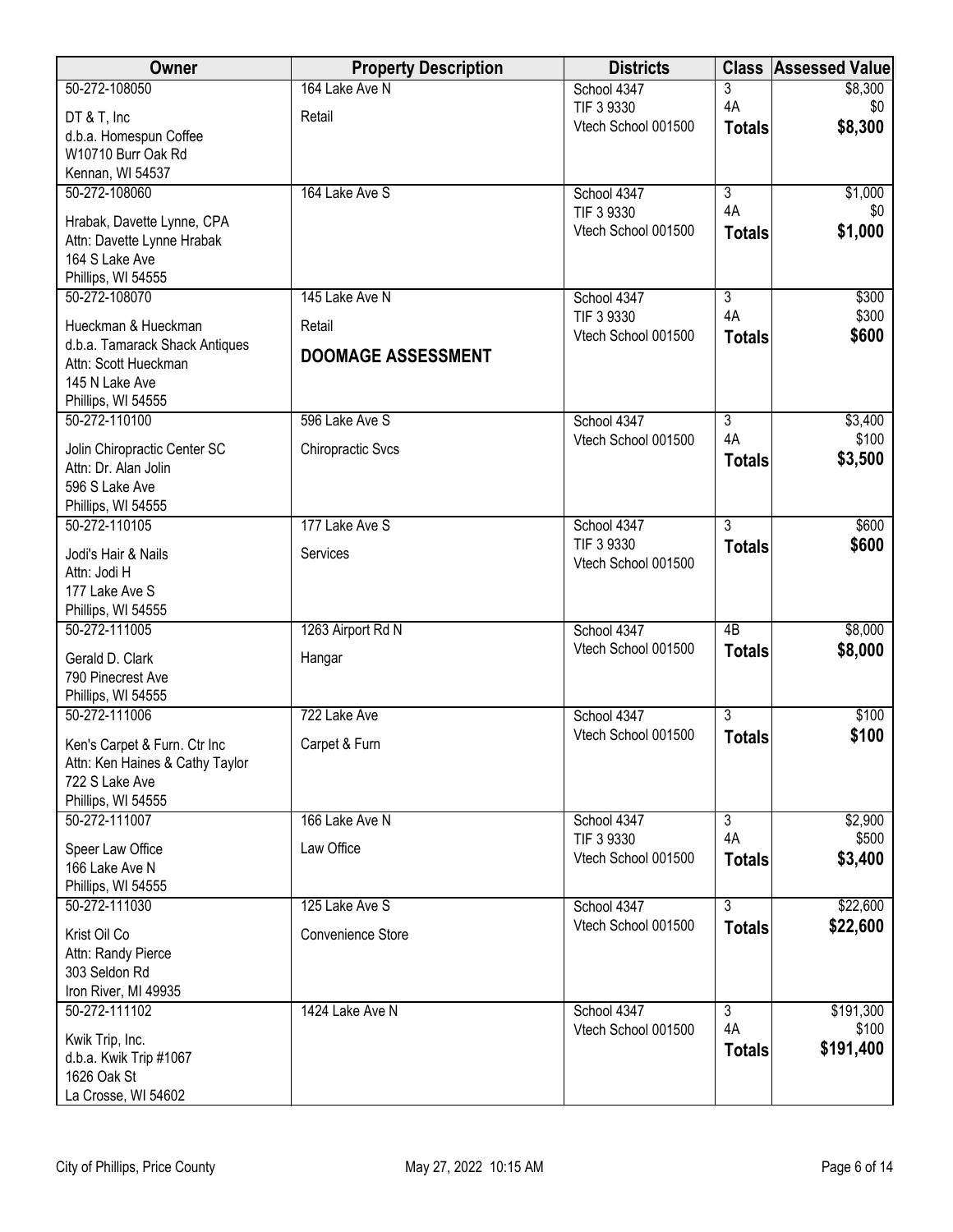| Owner | Property Description | Districts | Class | Assessed Value |
|---|---|---|---|---|
| 50-272-108050<br>DT & T, Inc<br>d.b.a. Homespun Coffee<br>W10710 Burr Oak Rd<br>Kennan, WI 54537 | 164 Lake Ave N<br>Retail | School 4347<br>TIF 3 9330<br>Vtech School 001500 | 3<br>4A<br>**Totals** | $8,300<br>$0<br>**$8,300** |
| 50-272-108060<br>Hrabak, Davette Lynne, CPA<br>Attn: Davette Lynne Hrabak<br>164 S Lake Ave<br>Phillips, WI 54555 | 164 Lake Ave S | School 4347<br>TIF 3 9330<br>Vtech School 001500 | 3<br>4A<br>**Totals** | $1,000<br>$0<br>**$1,000** |
| 50-272-108070<br>Hueckman & Hueckman<br>d.b.a. Tamarack Shack Antiques<br>Attn: Scott Hueckman<br>145 N Lake Ave<br>Phillips, WI 54555 | 145 Lake Ave N<br>Retail<br>**DOOMAGE ASSESSMENT** | School 4347<br>TIF 3 9330<br>Vtech School 001500 | 3<br>4A<br>**Totals** | $300<br>$300<br>**$600** |
| 50-272-110100<br>Jolin Chiropractic Center SC<br>Attn: Dr. Alan Jolin<br>596 S Lake Ave<br>Phillips, WI 54555 | 596 Lake Ave S<br>Chiropractic Svcs | School 4347<br>Vtech School 001500 | 3<br>4A<br>**Totals** | $3,400<br>$100<br>**$3,500** |
| 50-272-110105<br>Jodi's Hair & Nails<br>Attn: Jodi H<br>177 Lake Ave S<br>Phillips, WI 54555 | 177 Lake Ave S<br>Services | School 4347<br>TIF 3 9330<br>Vtech School 001500 | 3<br>**Totals** | $600<br>**$600** |
| 50-272-111005<br>Gerald D. Clark<br>790 Pinecrest Ave<br>Phillips, WI 54555 | 1263 Airport Rd N<br>Hangar | School 4347<br>Vtech School 001500 | 4B<br>**Totals** | $8,000<br>**$8,000** |
| 50-272-111006<br>Ken's Carpet & Furn. Ctr Inc<br>Attn: Ken Haines & Cathy Taylor<br>722 S Lake Ave<br>Phillips, WI 54555 | 722 Lake Ave<br>Carpet & Furn | School 4347<br>Vtech School 001500 | 3<br>**Totals** | $100<br>**$100** |
| 50-272-111007<br>Speer Law Office<br>166 Lake Ave N<br>Phillips, WI 54555 | 166 Lake Ave N<br>Law Office | School 4347<br>TIF 3 9330<br>Vtech School 001500 | 3<br>4A<br>**Totals** | $2,900<br>$500<br>**$3,400** |
| 50-272-111030<br>Krist Oil Co<br>Attn: Randy Pierce<br>303 Seldon Rd<br>Iron River, MI 49935 | 125 Lake Ave S<br>Convenience Store | School 4347<br>Vtech School 001500 | 3<br>**Totals** | $22,600<br>**$22,600** |
| 50-272-111102<br>Kwik Trip, Inc.<br>d.b.a. Kwik Trip #1067<br>1626 Oak St<br>La Crosse, WI 54602 | 1424 Lake Ave N | School 4347<br>Vtech School 001500 | 3<br>4A<br>**Totals** | $191,300<br>$100<br>**$191,400** |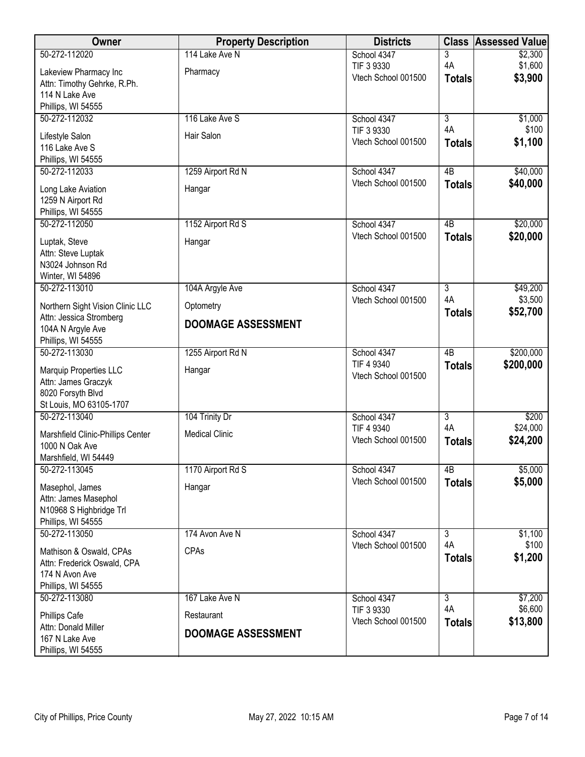| Owner | Property Description | Districts | Class | Assessed Value |
|---|---|---|---|---|
| 50-272-112020<br>Lakeview Pharmacy Inc<br>Attn: Timothy Gehrke, R.Ph.<br>114 N Lake Ave<br>Phillips, WI 54555 | 114 Lake Ave N<br>Pharmacy | School 4347<br>TIF 3 9330<br>Vtech School 001500 | 3<br>4A<br>**Totals** | \$2,300<br>\$1,600<br>**\$3,900** |
| 50-272-112032<br>Lifestyle Salon<br>116 Lake Ave S<br>Phillips, WI 54555 | 116 Lake Ave S<br>Hair Salon | School 4347<br>TIF 3 9330<br>Vtech School 001500 | 3<br>4A<br>**Totals** | \$1,000<br>\$100<br>**\$1,100** |
| 50-272-112033<br>Long Lake Aviation<br>1259 N Airport Rd<br>Phillips, WI 54555 | 1259 Airport Rd N<br>Hangar | School 4347<br>Vtech School 001500 | 4B<br>**Totals** | \$40,000<br>**\$40,000** |
| 50-272-112050<br>Luptak, Steve<br>Attn: Steve Luptak<br>N3024 Johnson Rd<br>Winter, WI 54896 | 1152 Airport Rd S<br>Hangar | School 4347<br>Vtech School 001500 | 4B<br>**Totals** | \$20,000<br>**\$20,000** |
| 50-272-113010<br>Northern Sight Vision Clinic LLC<br>Attn: Jessica Stromberg<br>104A N Argyle Ave<br>Phillips, WI 54555 | 104A Argyle Ave<br>Optometry<br>**DOOMAGE ASSESSMENT** | School 4347<br>Vtech School 001500 | 3<br>4A<br>**Totals** | \$49,200<br>\$3,500<br>**\$52,700** |
| 50-272-113030<br>Marquip Properties LLC<br>Attn: James Graczyk<br>8020 Forsyth Blvd<br>St Louis, MO 63105-1707 | 1255 Airport Rd N<br>Hangar | School 4347<br>TIF 4 9340<br>Vtech School 001500 | 4B<br>**Totals** | \$200,000<br>**\$200,000** |
| 50-272-113040<br>Marshfield Clinic-Phillips Center<br>1000 N Oak Ave<br>Marshfield, WI 54449 | 104 Trinity Dr<br>Medical Clinic | School 4347<br>TIF 4 9340<br>Vtech School 001500 | 3<br>4A<br>**Totals** | \$200<br>\$24,000<br>**\$24,200** |
| 50-272-113045<br>Masephol, James<br>Attn: James Masephol<br>N10968 S Highbridge Trl<br>Phillips, WI 54555 | 1170 Airport Rd S<br>Hangar | School 4347<br>Vtech School 001500 | 4B<br>**Totals** | \$5,000<br>**\$5,000** |
| 50-272-113050<br>Mathison & Oswald, CPAs<br>Attn: Frederick Oswald, CPA<br>174 N Avon Ave<br>Phillips, WI 54555 | 174 Avon Ave N<br>CPAs | School 4347<br>Vtech School 001500 | 3<br>4A<br>**Totals** | \$1,100<br>\$100<br>**\$1,200** |
| 50-272-113080<br>Phillips Cafe<br>Attn: Donald Miller<br>167 N Lake Ave<br>Phillips, WI 54555 | 167 Lake Ave N<br>Restaurant<br>**DOOMAGE ASSESSMENT** | School 4347<br>TIF 3 9330<br>Vtech School 001500 | 3<br>4A<br>**Totals** | \$7,200<br>\$6,600<br>**\$13,800** |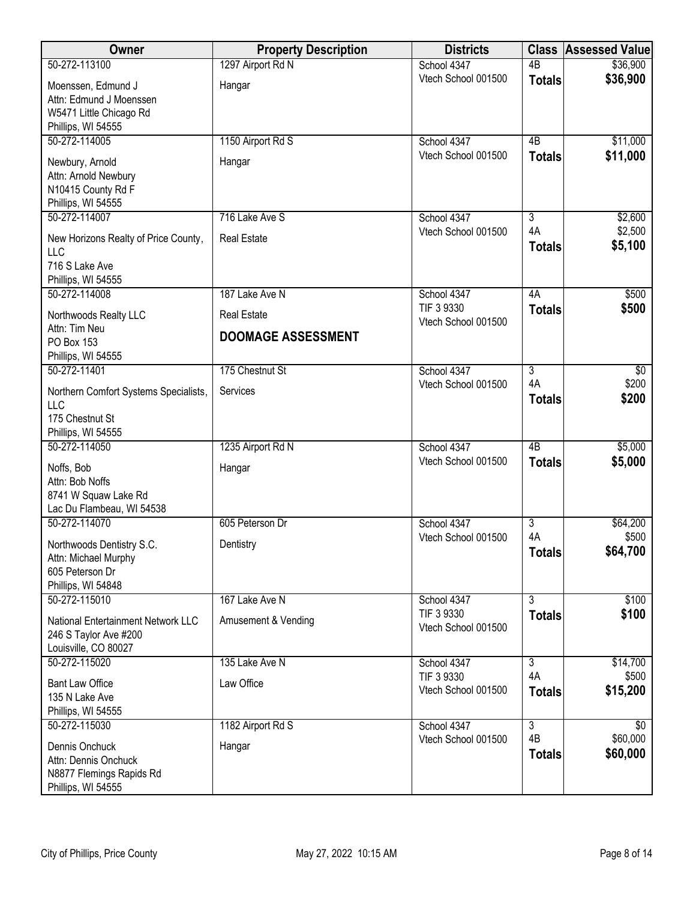| Owner | Property Description | Districts | Class | Assessed Value |
|---|---|---|---|---|
| 50-272-113100<br>Moenssen, Edmund J<br>Attn: Edmund J Moenssen<br>W5471 Little Chicago Rd<br>Phillips, WI 54555 | 1297 Airport Rd N<br>Hangar | School 4347<br>Vtech School 001500 | 4B<br>**Totals** | $36,900<br>**$36,900** |
| 50-272-114005<br>Newbury, Arnold<br>Attn: Arnold Newbury<br>N10415 County Rd F<br>Phillips, WI 54555 | 1150 Airport Rd S<br>Hangar | School 4347<br>Vtech School 001500 | 4B<br>**Totals** | $11,000<br>**$11,000** |
| 50-272-114007<br>New Horizons Realty of Price County, LLC<br>716 S Lake Ave<br>Phillips, WI 54555 | 716 Lake Ave S<br>Real Estate | School 4347<br>Vtech School 001500 | 3<br>4A<br>**Totals** | $2,600<br>$2,500<br>**$5,100** |
| 50-272-114008<br>Northwoods Realty LLC<br>Attn: Tim Neu<br>PO Box 153<br>Phillips, WI 54555 | 187 Lake Ave N<br>Real Estate<br>**DOOMAGE ASSESSMENT** | School 4347<br>TIF 3 9330<br>Vtech School 001500 | 4A<br>**Totals** | $500<br>**$500** |
| 50-272-11401<br>Northern Comfort Systems Specialists, LLC<br>175 Chestnut St<br>Phillips, WI 54555 | 175 Chestnut St<br>Services | School 4347<br>Vtech School 001500 | 3<br>4A<br>**Totals** | $0<br>$200<br>**$200** |
| 50-272-114050<br>Noffs, Bob<br>Attn: Bob Noffs<br>8741 W Squaw Lake Rd<br>Lac Du Flambeau, WI 54538 | 1235 Airport Rd N<br>Hangar | School 4347<br>Vtech School 001500 | 4B<br>**Totals** | $5,000<br>**$5,000** |
| 50-272-114070<br>Northwoods Dentistry S.C.<br>Attn: Michael Murphy<br>605 Peterson Dr<br>Phillips, WI 54848 | 605 Peterson Dr<br>Dentistry | School 4347<br>Vtech School 001500 | 3<br>4A<br>**Totals** | $64,200<br>$500<br>**$64,700** |
| 50-272-115010<br>National Entertainment Network LLC<br>246 S Taylor Ave #200<br>Louisville, CO 80027 | 167 Lake Ave N<br>Amusement & Vending | School 4347<br>TIF 3 9330<br>Vtech School 001500 | 3<br>**Totals** | $100<br>**$100** |
| 50-272-115020<br>Bant Law Office<br>135 N Lake Ave<br>Phillips, WI 54555 | 135 Lake Ave N<br>Law Office | School 4347<br>TIF 3 9330<br>Vtech School 001500 | 3<br>4A<br>**Totals** | $14,700<br>$500<br>**$15,200** |
| 50-272-115030<br>Dennis Onchuck<br>Attn: Dennis Onchuck<br>N8877 Flemings Rapids Rd<br>Phillips, WI 54555 | 1182 Airport Rd S<br>Hangar | School 4347<br>Vtech School 001500 | 3<br>4B<br>**Totals** | $0<br>$60,000<br>**$60,000** |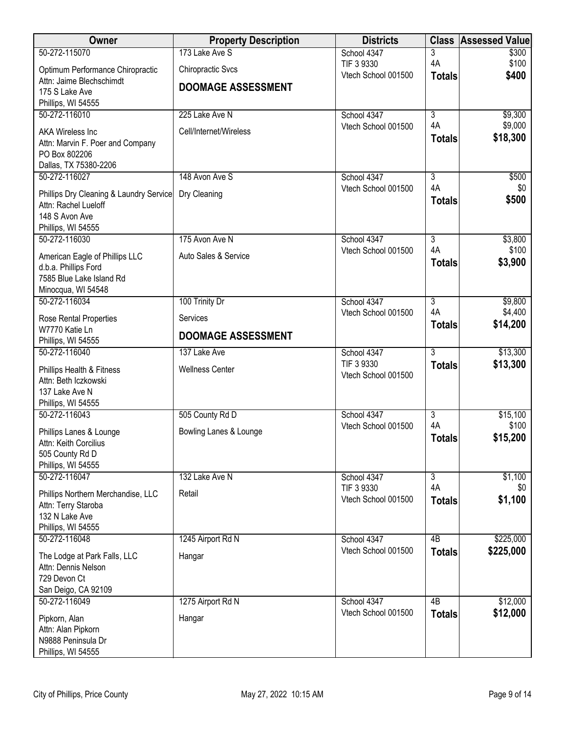| Owner | Property Description | Districts | Class | Assessed Value |
|---|---|---|---|---|
| 50-272-115070<br>Optimum Performance Chiropractic<br>Attn: Jaime Blechschimdt<br>175 S Lake Ave<br>Phillips, WI 54555 | 173 Lake Ave S<br>Chiropractic Svcs<br>**DOOMAGE ASSESSMENT** | School 4347<br>TIF 3 9330<br>Vtech School 001500 | 3<br>4A<br>**Totals** | \$300<br>\$100<br>**\$400** |
| 50-272-116010<br>AKA Wireless Inc<br>Attn: Marvin F. Poer and Company<br>PO Box 802206<br>Dallas, TX 75380-2206 | 225 Lake Ave N<br>Cell/Internet/Wireless | School 4347<br>Vtech School 001500 | 3<br>4A<br>**Totals** | \$9,300<br>\$9,000<br>**\$18,300** |
| 50-272-116027<br>Phillips Dry Cleaning & Laundry Service<br>Attn: Rachel Lueloff<br>148 S Avon Ave<br>Phillips, WI 54555 | 148 Avon Ave S<br>Dry Cleaning | School 4347<br>Vtech School 001500 | 3<br>4A<br>**Totals** | \$500<br>\$0<br>**\$500** |
| 50-272-116030<br>American Eagle of Phillips LLC<br>d.b.a. Phillips Ford<br>7585 Blue Lake Island Rd<br>Minocqua, WI 54548 | 175 Avon Ave N<br>Auto Sales & Service | School 4347<br>Vtech School 001500 | 3<br>4A<br>**Totals** | \$3,800<br>\$100<br>**\$3,900** |
| 50-272-116034<br>Rose Rental Properties<br>W7770 Katie Ln<br>Phillips, WI 54555 | 100 Trinity Dr<br>Services<br>**DOOMAGE ASSESSMENT** | School 4347<br>Vtech School 001500 | 3<br>4A<br>**Totals** | \$9,800<br>\$4,400<br>**\$14,200** |
| 50-272-116040<br>Phillips Health & Fitness<br>Attn: Beth Iczkowski<br>137 Lake Ave N<br>Phillips, WI 54555 | 137 Lake Ave<br>Wellness Center | School 4347<br>TIF 3 9330<br>Vtech School 001500 | 3<br>**Totals** | \$13,300<br>**\$13,300** |
| 50-272-116043<br>Phillips Lanes & Lounge<br>Attn: Keith Corcilius<br>505 County Rd D<br>Phillips, WI 54555 | 505 County Rd D<br>Bowling Lanes & Lounge | School 4347<br>Vtech School 001500 | 3<br>4A<br>**Totals** | \$15,100<br>\$100<br>**\$15,200** |
| 50-272-116047<br>Phillips Northern Merchandise, LLC<br>Attn: Terry Staroba<br>132 N Lake Ave<br>Phillips, WI 54555 | 132 Lake Ave N<br>Retail | School 4347<br>TIF 3 9330<br>Vtech School 001500 | 3<br>4A<br>**Totals** | \$1,100<br>\$0<br>**\$1,100** |
| 50-272-116048<br>The Lodge at Park Falls, LLC<br>Attn: Dennis Nelson<br>729 Devon Ct<br>San Deigo, CA 92109 | 1245 Airport Rd N<br>Hangar | School 4347<br>Vtech School 001500 | 4B<br>**Totals** | \$225,000<br>**\$225,000** |
| 50-272-116049<br>Pipkorn, Alan<br>Attn: Alan Pipkorn<br>N9888 Peninsula Dr<br>Phillips, WI 54555 | 1275 Airport Rd N<br>Hangar | School 4347<br>Vtech School 001500 | 4B<br>**Totals** | \$12,000<br>**\$12,000** |

City of Phillips, Price County — May 27, 2022 10:15 AM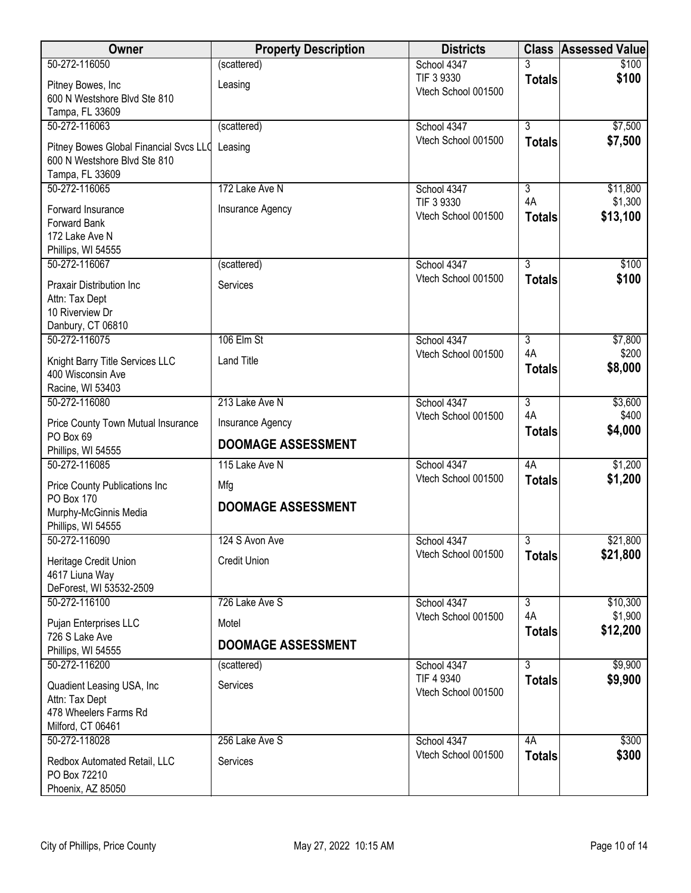| Owner | Property Description | Districts | Class | Assessed Value |
|---|---|---|---|---|
| 50-272-116050<br>Pitney Bowes, Inc<br>600 N Westshore Blvd Ste 810<br>Tampa, FL 33609 | (scattered)<br>Leasing | School 4347<br>TIF 3 9330<br>Vtech School 001500 | 3<br>**Totals** | $100<br>**$100** |
| 50-272-116063<br>Pitney Bowes Global Financial Svcs LLC<br>600 N Westshore Blvd Ste 810<br>Tampa, FL 33609 | (scattered)<br>Leasing | School 4347<br>Vtech School 001500 | 3<br>**Totals** | $7,500<br>**$7,500** |
| 50-272-116065<br>Forward Insurance<br>Forward Bank<br>172 Lake Ave N<br>Phillips, WI 54555 | 172 Lake Ave N<br>Insurance Agency | School 4347<br>TIF 3 9330<br>Vtech School 001500 | 3<br>4A<br>**Totals** | $11,800<br>$1,300<br>**$13,100** |
| 50-272-116067<br>Praxair Distribution Inc<br>Attn: Tax Dept<br>10 Riverview Dr<br>Danbury, CT 06810 | (scattered)<br>Services | School 4347<br>Vtech School 001500 | 3<br>**Totals** | $100<br>**$100** |
| 50-272-116075<br>Knight Barry Title Services LLC<br>400 Wisconsin Ave<br>Racine, WI 53403 | 106 Elm St<br>Land Title | School 4347<br>Vtech School 001500 | 3<br>4A<br>**Totals** | $7,800<br>$200<br>**$8,000** |
| 50-272-116080<br>Price County Town Mutual Insurance<br>PO Box 69<br>Phillips, WI 54555 | 213 Lake Ave N<br>Insurance Agency<br>**DOOMAGE ASSESSMENT** | School 4347<br>Vtech School 001500 | 3<br>4A<br>**Totals** | $3,600<br>$400<br>**$4,000** |
| 50-272-116085<br>Price County Publications Inc<br>PO Box 170<br>Murphy-McGinnis Media<br>Phillips, WI 54555 | 115 Lake Ave N<br>Mfg<br>**DOOMAGE ASSESSMENT** | School 4347<br>Vtech School 001500 | 4A<br>**Totals** | $1,200<br>**$1,200** |
| 50-272-116090<br>Heritage Credit Union<br>4617 Liuna Way<br>DeForest, WI 53532-2509 | 124 S Avon Ave<br>Credit Union | School 4347<br>Vtech School 001500 | 3<br>**Totals** | $21,800<br>**$21,800** |
| 50-272-116100<br>Pujan Enterprises LLC<br>726 S Lake Ave<br>Phillips, WI 54555 | 726 Lake Ave S<br>Motel<br>**DOOMAGE ASSESSMENT** | School 4347<br>Vtech School 001500 | 3<br>4A<br>**Totals** | $10,300<br>$1,900<br>**$12,200** |
| 50-272-116200<br>Quadient Leasing USA, Inc<br>Attn: Tax Dept<br>478 Wheelers Farms Rd<br>Milford, CT 06461 | (scattered)<br>Services | School 4347<br>TIF 4 9340<br>Vtech School 001500 | 3<br>**Totals** | $9,900<br>**$9,900** |
| 50-272-118028<br>Redbox Automated Retail, LLC<br>PO Box 72210<br>Phoenix, AZ 85050 | 256 Lake Ave S<br>Services | School 4347<br>Vtech School 001500 | 4A<br>**Totals** | $300<br>**$300** |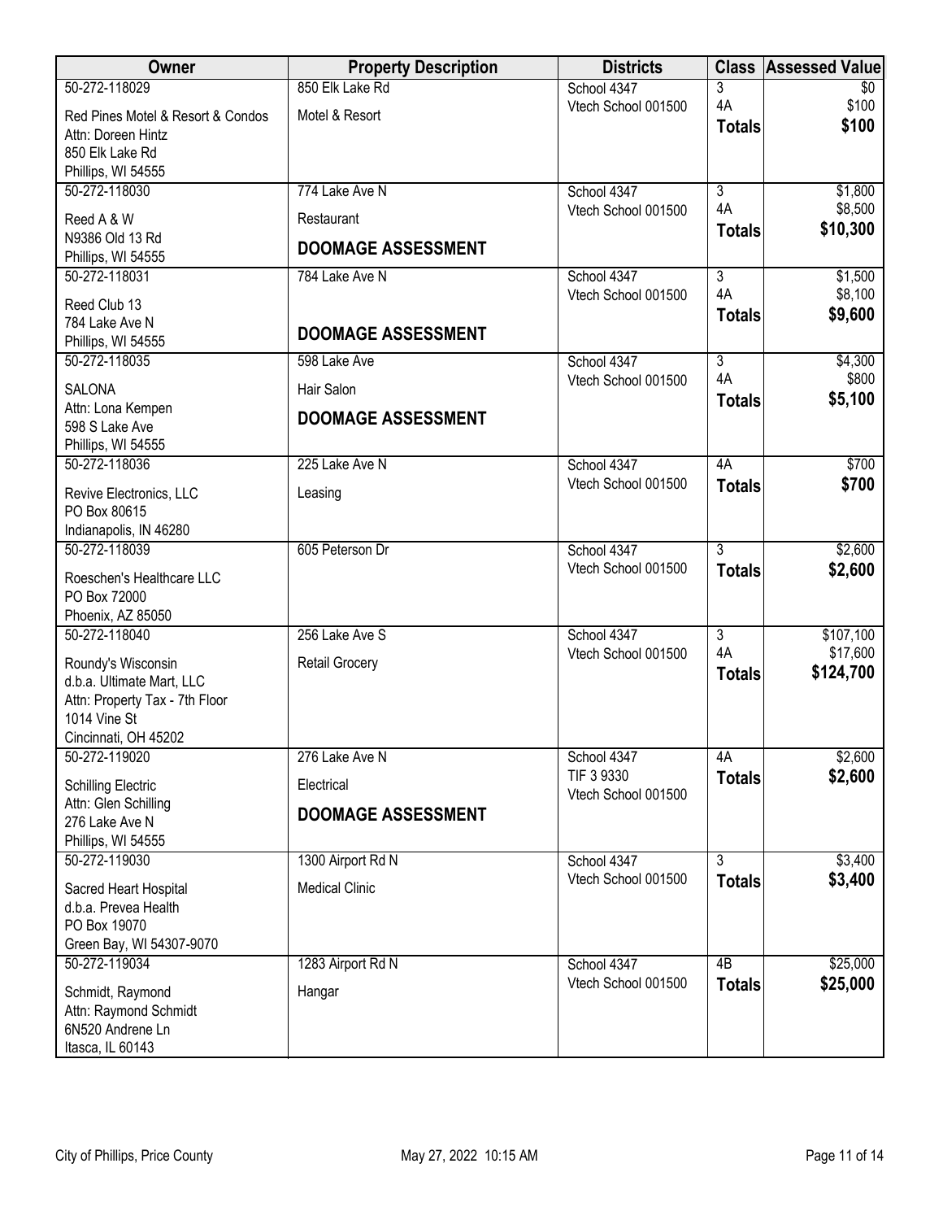| Owner | Property Description | Districts | Class | Assessed Value |
|---|---|---|---|---|
| 50-272-118029<br>Red Pines Motel & Resort & Condos<br>Attn: Doreen Hintz<br>850 Elk Lake Rd<br>Phillips, WI 54555 | 850 Elk Lake Rd<br>Motel & Resort | School 4347<br>Vtech School 001500 | 3<br>4A<br>**Totals** | $0<br>$100<br>**$100** |
| 50-272-118030<br>Reed A & W<br>N9386 Old 13 Rd<br>Phillips, WI 54555 | 774 Lake Ave N<br>Restaurant<br>**DOOMAGE ASSESSMENT** | School 4347<br>Vtech School 001500 | 3<br>4A<br>**Totals** | $1,800<br>$8,500<br>**$10,300** |
| 50-272-118031<br>Reed Club 13<br>784 Lake Ave N<br>Phillips, WI 54555 | 784 Lake Ave N<br>**DOOMAGE ASSESSMENT** | School 4347<br>Vtech School 001500 | 3<br>4A<br>**Totals** | $1,500<br>$8,100<br>**$9,600** |
| 50-272-118035<br>SALONA<br>Attn: Lona Kempen<br>598 S Lake Ave<br>Phillips, WI 54555 | 598 Lake Ave<br>Hair Salon<br>**DOOMAGE ASSESSMENT** | School 4347<br>Vtech School 001500 | 3<br>4A<br>**Totals** | $4,300<br>$800<br>**$5,100** |
| 50-272-118036<br>Revive Electronics, LLC<br>PO Box 80615<br>Indianapolis, IN 46280 | 225 Lake Ave N<br>Leasing | School 4347<br>Vtech School 001500 | 4A<br>**Totals** | $700<br>**$700** |
| 50-272-118039<br>Roeschen's Healthcare LLC<br>PO Box 72000<br>Phoenix, AZ 85050 | 605 Peterson Dr | School 4347<br>Vtech School 001500 | 3<br>**Totals** | $2,600<br>**$2,600** |
| 50-272-118040<br>Roundy's Wisconsin<br>d.b.a. Ultimate Mart, LLC<br>Attn: Property Tax - 7th Floor<br>1014 Vine St<br>Cincinnati, OH 45202 | 256 Lake Ave S<br>Retail Grocery | School 4347<br>Vtech School 001500 | 3<br>4A<br>**Totals** | $107,100<br>$17,600<br>**$124,700** |
| 50-272-119020<br>Schilling Electric<br>Attn: Glen Schilling<br>276 Lake Ave N<br>Phillips, WI 54555 | 276 Lake Ave N<br>Electrical<br>**DOOMAGE ASSESSMENT** | School 4347<br>TIF 3 9330<br>Vtech School 001500 | 4A<br>**Totals** | $2,600<br>**$2,600** |
| 50-272-119030<br>Sacred Heart Hospital<br>d.b.a. Prevea Health<br>PO Box 19070<br>Green Bay, WI 54307-9070 | 1300 Airport Rd N<br>Medical Clinic | School 4347<br>Vtech School 001500 | 3<br>**Totals** | $3,400<br>**$3,400** |
| 50-272-119034<br>Schmidt, Raymond<br>Attn: Raymond Schmidt<br>6N520 Andrene Ln<br>Itasca, IL 60143 | 1283 Airport Rd N<br>Hangar | School 4347<br>Vtech School 001500 | 4B<br>**Totals** | $25,000<br>**$25,000** |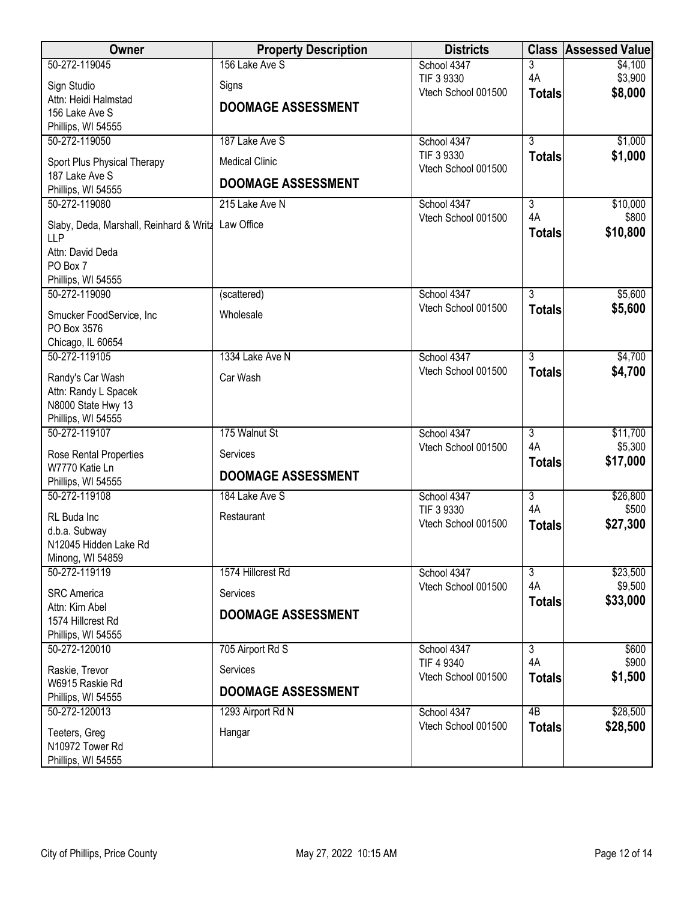| Owner | Property Description | Districts | Class | Assessed Value |
|---|---|---|---|---|
| 50-272-119045<br>Sign Studio<br>Attn: Heidi Halmstad<br>156 Lake Ave S<br>Phillips, WI 54555 | 156 Lake Ave S<br>Signs<br>**DOOMAGE ASSESSMENT** | School 4347<br>TIF 3 9330<br>Vtech School 001500 | 3<br>4A<br>**Totals** | $4,100<br>$3,900<br>**$8,000** |
| 50-272-119050<br>Sport Plus Physical Therapy<br>187 Lake Ave S<br>Phillips, WI 54555 | 187 Lake Ave S<br>Medical Clinic<br>**DOOMAGE ASSESSMENT** | School 4347<br>TIF 3 9330<br>Vtech School 001500 | 3<br>**Totals** | $1,000<br>**$1,000** |
| 50-272-119080<br>Slaby, Deda, Marshall, Reinhard & Writz LLP<br>Attn: David Deda<br>PO Box 7<br>Phillips, WI 54555 | 215 Lake Ave N<br>Law Office | School 4347<br>Vtech School 001500 | 3<br>4A<br>**Totals** | $10,000<br>$800<br>**$10,800** |
| 50-272-119090<br>Smucker FoodService, Inc<br>PO Box 3576<br>Chicago, IL 60654 | (scattered)<br>Wholesale | School 4347<br>Vtech School 001500 | 3<br>**Totals** | $5,600<br>**$5,600** |
| 50-272-119105<br>Randy's Car Wash<br>Attn: Randy L Spacek<br>N8000 State Hwy 13<br>Phillips, WI 54555 | 1334 Lake Ave N<br>Car Wash | School 4347<br>Vtech School 001500 | 3<br>**Totals** | $4,700<br>**$4,700** |
| 50-272-119107<br>Rose Rental Properties<br>W7770 Katie Ln<br>Phillips, WI 54555 | 175 Walnut St<br>Services<br>**DOOMAGE ASSESSMENT** | School 4347<br>Vtech School 001500 | 3<br>4A<br>**Totals** | $11,700<br>$5,300<br>**$17,000** |
| 50-272-119108<br>RL Buda Inc<br>d.b.a. Subway<br>N12045 Hidden Lake Rd<br>Minong, WI 54859 | 184 Lake Ave S<br>Restaurant | School 4347<br>TIF 3 9330<br>Vtech School 001500 | 3<br>4A<br>**Totals** | $26,800<br>$500<br>**$27,300** |
| 50-272-119119<br>SRC America<br>Attn: Kim Abel<br>1574 Hillcrest Rd<br>Phillips, WI 54555 | 1574 Hillcrest Rd<br>Services<br>**DOOMAGE ASSESSMENT** | School 4347<br>Vtech School 001500 | 3<br>4A<br>**Totals** | $23,500<br>$9,500<br>**$33,000** |
| 50-272-120010<br>Raskie, Trevor<br>W6915 Raskie Rd<br>Phillips, WI 54555 | 705 Airport Rd S<br>Services<br>**DOOMAGE ASSESSMENT** | School 4347<br>TIF 4 9340<br>Vtech School 001500 | 3<br>4A<br>**Totals** | $600<br>$900<br>**$1,500** |
| 50-272-120013<br>Teeters, Greg<br>N10972 Tower Rd<br>Phillips, WI 54555 | 1293 Airport Rd N<br>Hangar | School 4347<br>Vtech School 001500 | 4B<br>**Totals** | $28,500<br>**$28,500** |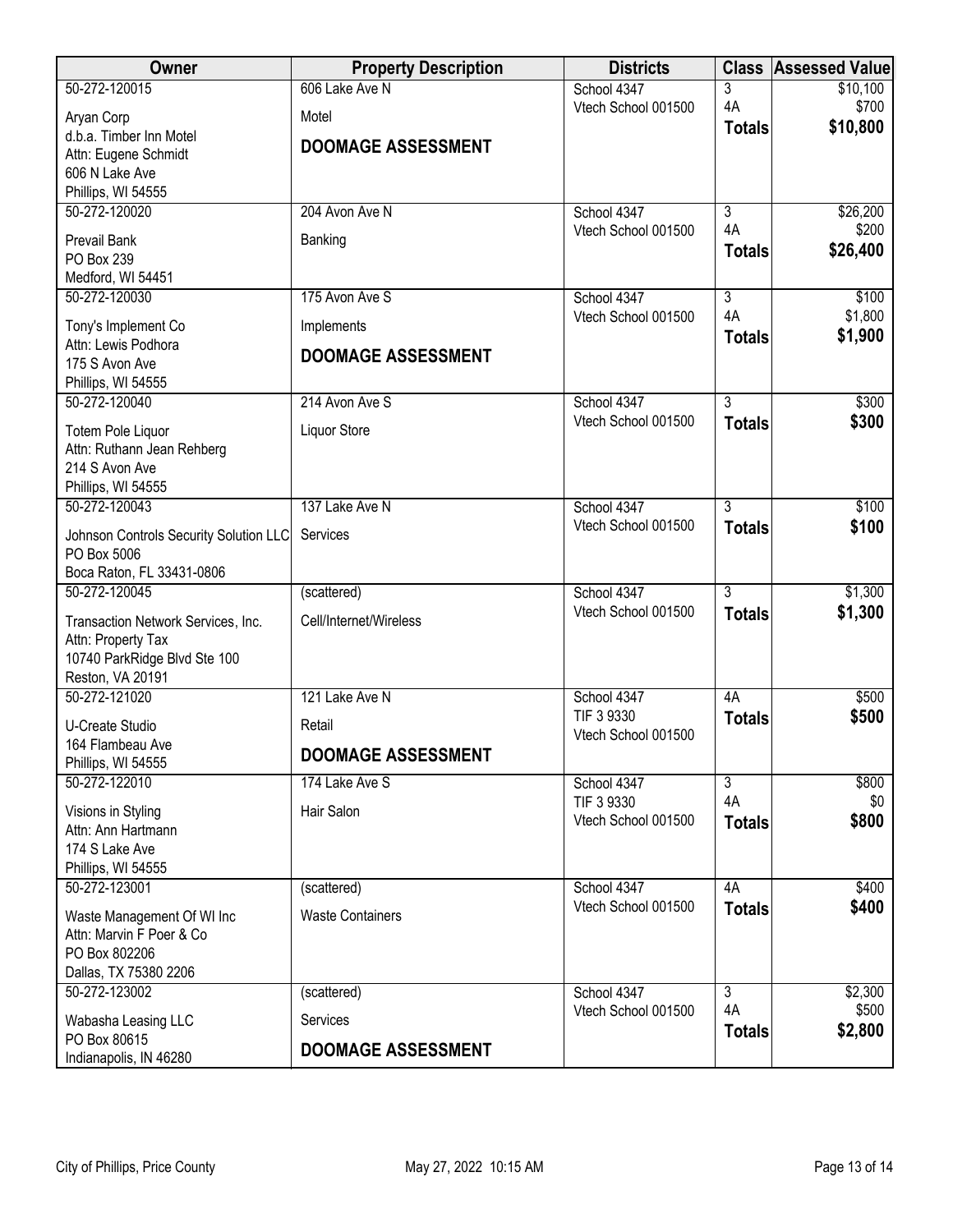| Owner | Property Description | Districts | Class | Assessed Value |
|---|---|---|---|---|
| 50-272-120015<br>Aryan Corp<br>d.b.a. Timber Inn Motel<br>Attn: Eugene Schmidt<br>606 N Lake Ave<br>Phillips, WI 54555 | 606 Lake Ave N<br>Motel<br>**DOOMAGE ASSESSMENT** | School 4347<br>Vtech School 001500 | 3<br>4A<br>**Totals** | $10,100<br>$700<br>**$10,800** |
| 50-272-120020<br>Prevail Bank<br>PO Box 239<br>Medford, WI 54451 | 204 Avon Ave N<br>Banking | School 4347<br>Vtech School 001500 | 3<br>4A<br>**Totals** | $26,200<br>$200<br>**$26,400** |
| 50-272-120030<br>Tony's Implement Co<br>Attn: Lewis Podhora<br>175 S Avon Ave<br>Phillips, WI 54555 | 175 Avon Ave S<br>Implements<br>**DOOMAGE ASSESSMENT** | School 4347<br>Vtech School 001500 | 3<br>4A<br>**Totals** | $100<br>$1,800<br>**$1,900** |
| 50-272-120040<br>Totem Pole Liquor<br>Attn: Ruthann Jean Rehberg<br>214 S Avon Ave<br>Phillips, WI 54555 | 214 Avon Ave S<br>Liquor Store | School 4347<br>Vtech School 001500 | 3<br>**Totals** | $300<br>**$300** |
| 50-272-120043<br>Johnson Controls Security Solution LLC<br>PO Box 5006<br>Boca Raton, FL 33431-0806 | 137 Lake Ave N<br>Services | School 4347<br>Vtech School 001500 | 3<br>**Totals** | $100<br>**$100** |
| 50-272-120045<br>Transaction Network Services, Inc.<br>Attn: Property Tax<br>10740 ParkRidge Blvd Ste 100<br>Reston, VA 20191 | (scattered)<br>Cell/Internet/Wireless | School 4347<br>Vtech School 001500 | 3<br>**Totals** | $1,300<br>**$1,300** |
| 50-272-121020<br>U-Create Studio<br>164 Flambeau Ave<br>Phillips, WI 54555 | 121 Lake Ave N<br>Retail<br>**DOOMAGE ASSESSMENT** | School 4347<br>TIF 3 9330<br>Vtech School 001500 | 4A<br>**Totals** | $500<br>**$500** |
| 50-272-122010<br>Visions in Styling<br>Attn: Ann Hartmann<br>174 S Lake Ave<br>Phillips, WI 54555 | 174 Lake Ave S<br>Hair Salon | School 4347<br>TIF 3 9330<br>Vtech School 001500 | 3<br>4A<br>**Totals** | $800<br>$0<br>**$800** |
| 50-272-123001<br>Waste Management Of WI Inc<br>Attn: Marvin F Poer & Co<br>PO Box 802206<br>Dallas, TX 75380 2206 | (scattered)<br>Waste Containers | School 4347<br>Vtech School 001500 | 4A<br>**Totals** | $400<br>**$400** |
| 50-272-123002<br>Wabasha Leasing LLC<br>PO Box 80615<br>Indianapolis, IN 46280 | (scattered)<br>Services<br>**DOOMAGE ASSESSMENT** | School 4347<br>Vtech School 001500 | 3<br>4A<br>**Totals** | $2,300<br>$500<br>**$2,800** |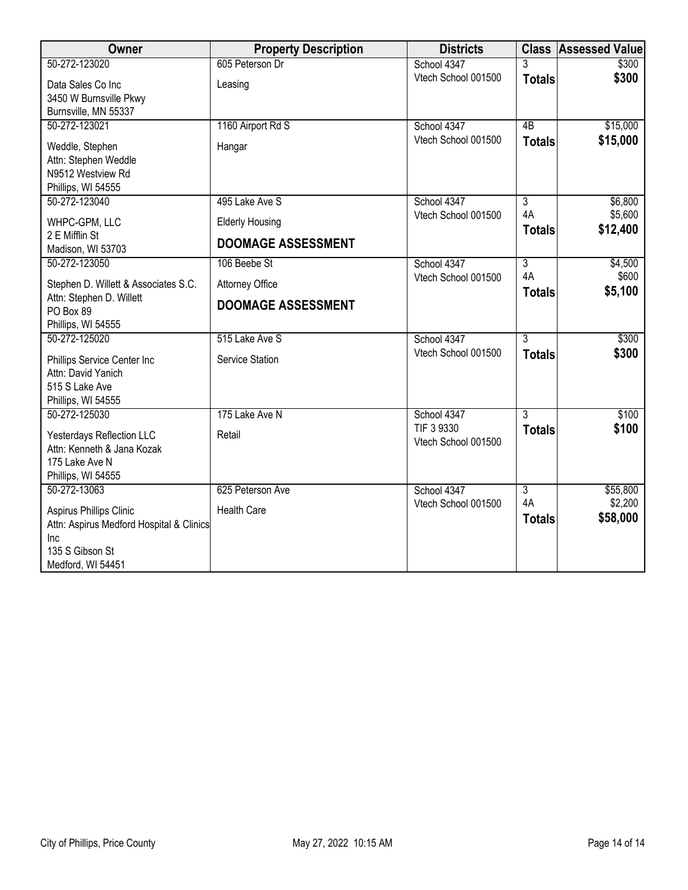| Owner | Property Description | Districts | Class | Assessed Value |
|---|---|---|---|---|
| 50-272-123020<br>Data Sales Co Inc<br>3450 W Burnsville Pkwy<br>Burnsville, MN 55337 | 605 Peterson Dr<br>Leasing | School 4347<br>Vtech School 001500 | 3<br>**Totals** | \$300<br>**\$300** |
| 50-272-123021<br>Weddle, Stephen<br>Attn: Stephen Weddle<br>N9512 Westview Rd<br>Phillips, WI 54555 | 1160 Airport Rd S<br>Hangar | School 4347<br>Vtech School 001500 | 4B<br>**Totals** | \$15,000<br>**\$15,000** |
| 50-272-123040<br>WHPC-GPM, LLC<br>2 E Mifflin St<br>Madison, WI 53703 | 495 Lake Ave S<br>Elderly Housing<br>**DOOMAGE ASSESSMENT** | School 4347<br>Vtech School 001500 | 3<br>4A<br>**Totals** | \$6,800<br>\$5,600<br>**\$12,400** |
| 50-272-123050<br>Stephen D. Willett & Associates S.C.<br>Attn: Stephen D. Willett<br>PO Box 89<br>Phillips, WI 54555 | 106 Beebe St<br>Attorney Office<br>**DOOMAGE ASSESSMENT** | School 4347<br>Vtech School 001500 | 3<br>4A<br>**Totals** | \$4,500<br>\$600<br>**\$5,100** |
| 50-272-125020<br>Phillips Service Center Inc<br>Attn: David Yanich<br>515 S Lake Ave<br>Phillips, WI 54555 | 515 Lake Ave S<br>Service Station | School 4347<br>Vtech School 001500 | 3<br>**Totals** | \$300<br>**\$300** |
| 50-272-125030<br>Yesterdays Reflection LLC<br>Attn: Kenneth & Jana Kozak<br>175 Lake Ave N<br>Phillips, WI 54555 | 175 Lake Ave N<br>Retail | School 4347<br>TIF 3 9330<br>Vtech School 001500 | 3<br>**Totals** | \$100<br>**\$100** |
| 50-272-13063<br>Aspirus Phillips Clinic<br>Attn: Aspirus Medford Hospital & Clinics Inc<br>135 S Gibson St<br>Medford, WI 54451 | 625 Peterson Ave<br>Health Care | School 4347<br>Vtech School 001500 | 3<br>4A<br>**Totals** | \$55,800<br>\$2,200<br>**\$58,000** |